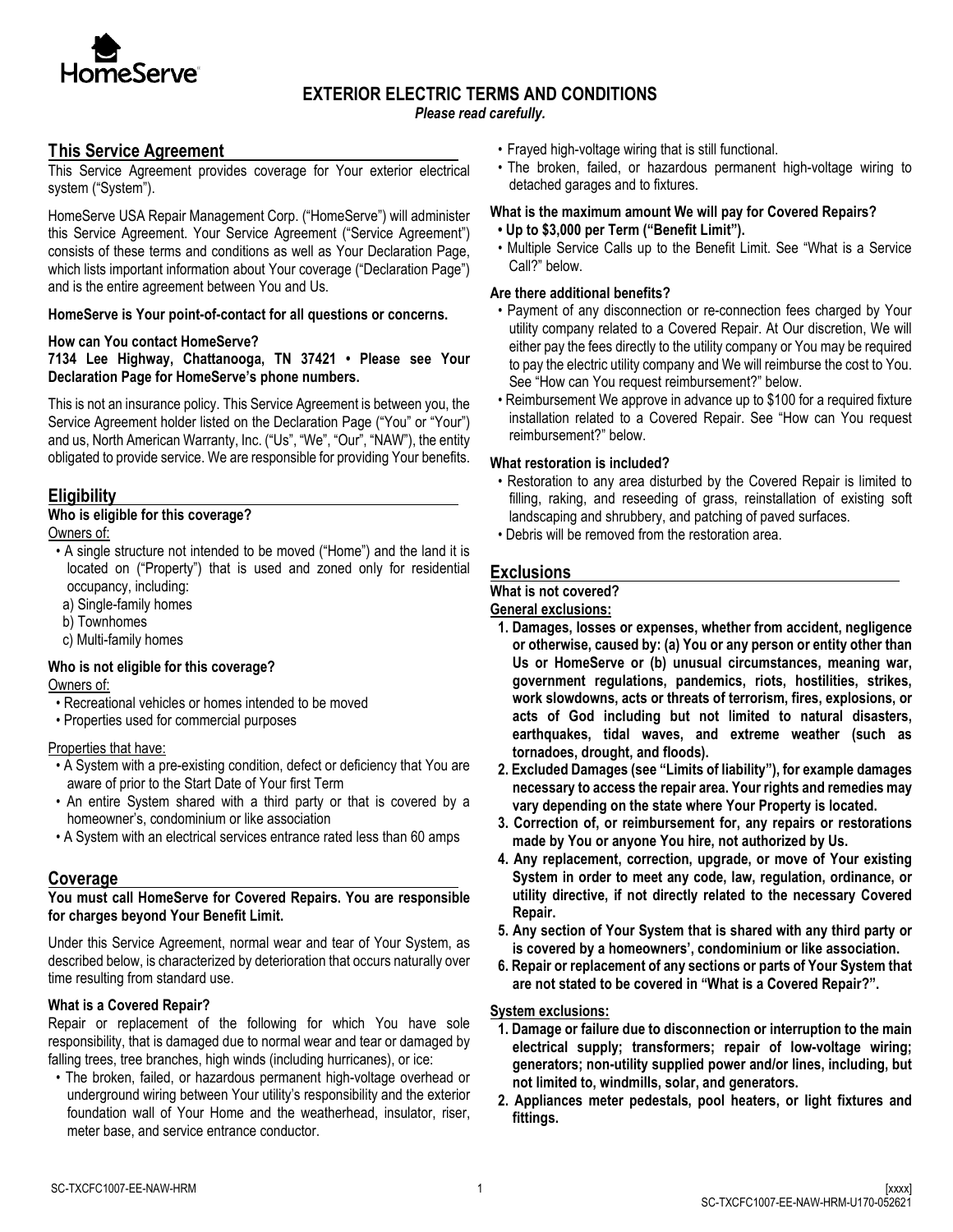# EXTERIOR ELECTRIC TERMS AND CONDITIONS

***Please read carefully.***

## This Service Agreement

This Service Agreement provides coverage for Your exterior electrical system ("System").

HomeServe USA Repair Management Corp. ("HomeServe") will administer this Service Agreement. Your Service Agreement ("Service Agreement") consists of these terms and conditions as well as Your Declaration Page, which lists important information about Your coverage ("Declaration Page") and is the entire agreement between You and Us.

**HomeServe is Your point-of-contact for all questions or concerns.**

**How can You contact HomeServe?**

**7134 Lee Highway, Chattanooga, TN 37421 • Please see Your Declaration Page for HomeServe's phone numbers.**

This is not an insurance policy. This Service Agreement is between you, the Service Agreement holder listed on the Declaration Page ("You" or "Your") and us, North American Warranty, Inc. ("Us", "We", "Our", "NAW"), the entity obligated to provide service. We are responsible for providing Your benefits.

## Eligibility

**Who is eligible for this coverage?**

Owners of:

- A single structure not intended to be moved ("Home") and the land it is located on ("Property") that is used and zoned only for residential occupancy, including:
  - a) Single-family homes
  - b) Townhomes
  - c) Multi-family homes

**Who is not eligible for this coverage?**

Owners of:

- Recreational vehicles or homes intended to be moved
- Properties used for commercial purposes

Properties that have:

- A System with a pre-existing condition, defect or deficiency that You are aware of prior to the Start Date of Your first Term
- An entire System shared with a third party or that is covered by a homeowner's, condominium or like association
- A System with an electrical services entrance rated less than 60 amps

## Coverage

**You must call HomeServe for Covered Repairs. You are responsible for charges beyond Your Benefit Limit.**

Under this Service Agreement, normal wear and tear of Your System, as described below, is characterized by deterioration that occurs naturally over time resulting from standard use.

**What is a Covered Repair?**

Repair or replacement of the following for which You have sole responsibility, that is damaged due to normal wear and tear or damaged by falling trees, tree branches, high winds (including hurricanes), or ice:

- The broken, failed, or hazardous permanent high-voltage overhead or underground wiring between Your utility's responsibility and the exterior foundation wall of Your Home and the weatherhead, insulator, riser, meter base, and service entrance conductor.
- Frayed high-voltage wiring that is still functional.
- The broken, failed, or hazardous permanent high-voltage wiring to detached garages and to fixtures.

**What is the maximum amount We will pay for Covered Repairs?**

- **Up to $3,000 per Term ("Benefit Limit").**
- Multiple Service Calls up to the Benefit Limit. See "What is a Service Call?" below.

**Are there additional benefits?**

- Payment of any disconnection or re-connection fees charged by Your utility company related to a Covered Repair. At Our discretion, We will either pay the fees directly to the utility company or You may be required to pay the electric utility company and We will reimburse the cost to You. See "How can You request reimbursement?" below.
- Reimbursement We approve in advance up to $100 for a required fixture installation related to a Covered Repair. See "How can You request reimbursement?" below.

**What restoration is included?**

- Restoration to any area disturbed by the Covered Repair is limited to filling, raking, and reseeding of grass, reinstallation of existing soft landscaping and shrubbery, and patching of paved surfaces.
- Debris will be removed from the restoration area.

## Exclusions

**What is not covered?**

**General exclusions:**

1. **Damages, losses or expenses, whether from accident, negligence or otherwise, caused by: (a) You or any person or entity other than Us or HomeServe or (b) unusual circumstances, meaning war, government regulations, pandemics, riots, hostilities, strikes, work slowdowns, acts or threats of terrorism, fires, explosions, or acts of God including but not limited to natural disasters, earthquakes, tidal waves, and extreme weather (such as tornadoes, drought, and floods).**
2. **Excluded Damages (see "Limits of liability"), for example damages necessary to access the repair area. Your rights and remedies may vary depending on the state where Your Property is located.**
3. **Correction of, or reimbursement for, any repairs or restorations made by You or anyone You hire, not authorized by Us.**
4. **Any replacement, correction, upgrade, or move of Your existing System in order to meet any code, law, regulation, ordinance, or utility directive, if not directly related to the necessary Covered Repair.**
5. **Any section of Your System that is shared with any third party or is covered by a homeowners', condominium or like association.**
6. **Repair or replacement of any sections or parts of Your System that are not stated to be covered in "What is a Covered Repair?".**

**System exclusions:**

1. **Damage or failure due to disconnection or interruption to the main electrical supply; transformers; repair of low-voltage wiring; generators; non-utility supplied power and/or lines, including, but not limited to, windmills, solar, and generators.**
2. **Appliances meter pedestals, pool heaters, or light fixtures and fittings.**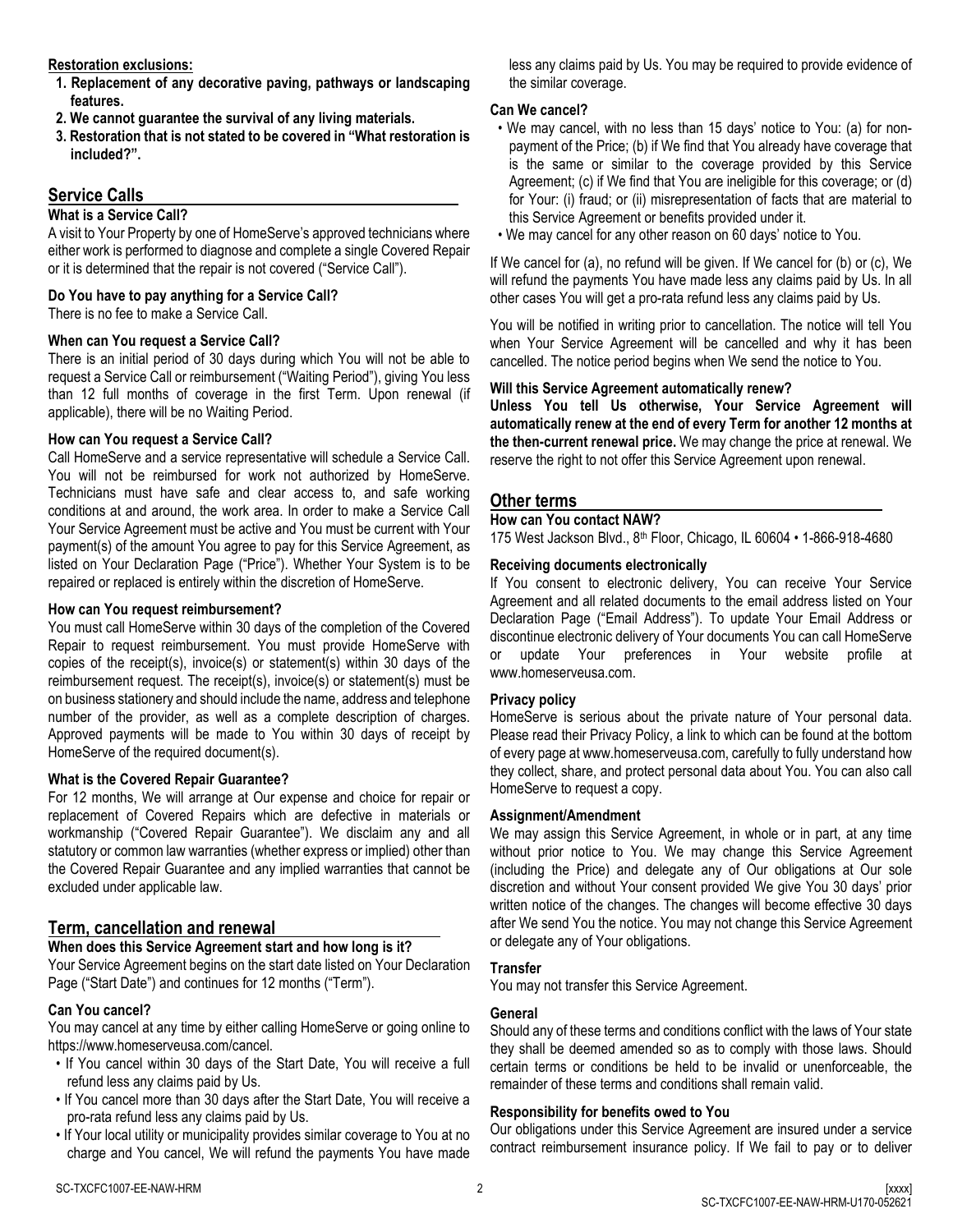**Restoration exclusions:**

1. **Replacement of any decorative paving, pathways or landscaping features.**
2. **We cannot guarantee the survival of any living materials.**
3. **Restoration that is not stated to be covered in "What restoration is included?".**

## Service Calls

### What is a Service Call?

A visit to Your Property by one of HomeServe's approved technicians where either work is performed to diagnose and complete a single Covered Repair or it is determined that the repair is not covered ("Service Call").

### Do You have to pay anything for a Service Call?

There is no fee to make a Service Call.

### When can You request a Service Call?

There is an initial period of 30 days during which You will not be able to request a Service Call or reimbursement ("Waiting Period"), giving You less than 12 full months of coverage in the first Term. Upon renewal (if applicable), there will be no Waiting Period.

### How can You request a Service Call?

Call HomeServe and a service representative will schedule a Service Call. You will not be reimbursed for work not authorized by HomeServe. Technicians must have safe and clear access to, and safe working conditions at and around, the work area. In order to make a Service Call Your Service Agreement must be active and You must be current with Your payment(s) of the amount You agree to pay for this Service Agreement, as listed on Your Declaration Page ("Price"). Whether Your System is to be repaired or replaced is entirely within the discretion of HomeServe.

### How can You request reimbursement?

You must call HomeServe within 30 days of the completion of the Covered Repair to request reimbursement. You must provide HomeServe with copies of the receipt(s), invoice(s) or statement(s) within 30 days of the reimbursement request. The receipt(s), invoice(s) or statement(s) must be on business stationery and should include the name, address and telephone number of the provider, as well as a complete description of charges. Approved payments will be made to You within 30 days of receipt by HomeServe of the required document(s).

### What is the Covered Repair Guarantee?

For 12 months, We will arrange at Our expense and choice for repair or replacement of Covered Repairs which are defective in materials or workmanship ("Covered Repair Guarantee"). We disclaim any and all statutory or common law warranties (whether express or implied) other than the Covered Repair Guarantee and any implied warranties that cannot be excluded under applicable law.

## Term, cancellation and renewal

### When does this Service Agreement start and how long is it?

Your Service Agreement begins on the start date listed on Your Declaration Page ("Start Date") and continues for 12 months ("Term").

### Can You cancel?

You may cancel at any time by either calling HomeServe or going online to https://www.homeserveusa.com/cancel.

- If You cancel within 30 days of the Start Date, You will receive a full refund less any claims paid by Us.
- If You cancel more than 30 days after the Start Date, You will receive a pro-rata refund less any claims paid by Us.
- If Your local utility or municipality provides similar coverage to You at no charge and You cancel, We will refund the payments You have made less any claims paid by Us. You may be required to provide evidence of the similar coverage.

### Can We cancel?

- We may cancel, with no less than 15 days' notice to You: (a) for non-payment of the Price; (b) if We find that You already have coverage that is the same or similar to the coverage provided by this Service Agreement; (c) if We find that You are ineligible for this coverage; or (d) for Your: (i) fraud; or (ii) misrepresentation of facts that are material to this Service Agreement or benefits provided under it.
- We may cancel for any other reason on 60 days' notice to You.

If We cancel for (a), no refund will be given. If We cancel for (b) or (c), We will refund the payments You have made less any claims paid by Us. In all other cases You will get a pro-rata refund less any claims paid by Us.

You will be notified in writing prior to cancellation. The notice will tell You when Your Service Agreement will be cancelled and why it has been cancelled. The notice period begins when We send the notice to You.

### Will this Service Agreement automatically renew?

**Unless You tell Us otherwise, Your Service Agreement will automatically renew at the end of every Term for another 12 months at the then-current renewal price.** We may change the price at renewal. We reserve the right to not offer this Service Agreement upon renewal.

## Other terms

### How can You contact NAW?

175 West Jackson Blvd., 8th Floor, Chicago, IL 60604 • 1-866-918-4680

### Receiving documents electronically

If You consent to electronic delivery, You can receive Your Service Agreement and all related documents to the email address listed on Your Declaration Page ("Email Address"). To update Your Email Address or discontinue electronic delivery of Your documents You can call HomeServe or update Your preferences in Your website profile at www.homeserveusa.com.

### Privacy policy

HomeServe is serious about the private nature of Your personal data. Please read their Privacy Policy, a link to which can be found at the bottom of every page at www.homeserveusa.com, carefully to fully understand how they collect, share, and protect personal data about You. You can also call HomeServe to request a copy.

### Assignment/Amendment

We may assign this Service Agreement, in whole or in part, at any time without prior notice to You. We may change this Service Agreement (including the Price) and delegate any of Our obligations at Our sole discretion and without Your consent provided We give You 30 days' prior written notice of the changes. The changes will become effective 30 days after We send You the notice. You may not change this Service Agreement or delegate any of Your obligations.

### Transfer

You may not transfer this Service Agreement.

### General

Should any of these terms and conditions conflict with the laws of Your state they shall be deemed amended so as to comply with those laws. Should certain terms or conditions be held to be invalid or unenforceable, the remainder of these terms and conditions shall remain valid.

### Responsibility for benefits owed to You

Our obligations under this Service Agreement are insured under a service contract reimbursement insurance policy. If We fail to pay or to deliver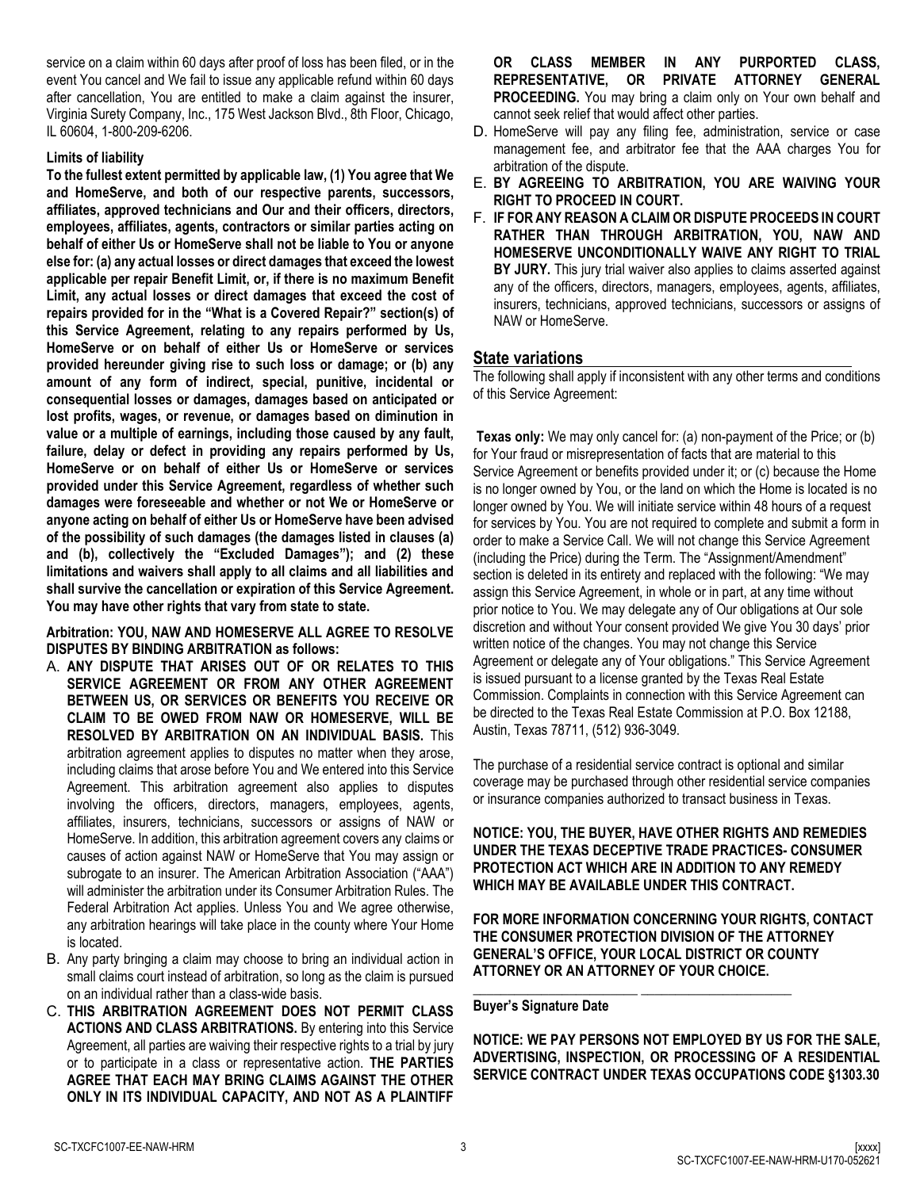service on a claim within 60 days after proof of loss has been filed, or in the event You cancel and We fail to issue any applicable refund within 60 days after cancellation, You are entitled to make a claim against the insurer, Virginia Surety Company, Inc., 175 West Jackson Blvd., 8th Floor, Chicago, IL 60604, 1-800-209-6206.

**Limits of liability**

**To the fullest extent permitted by applicable law, (1) You agree that We and HomeServe, and both of our respective parents, successors, affiliates, approved technicians and Our and their officers, directors, employees, affiliates, agents, contractors or similar parties acting on behalf of either Us or HomeServe shall not be liable to You or anyone else for: (a) any actual losses or direct damages that exceed the lowest applicable per repair Benefit Limit, or, if there is no maximum Benefit Limit, any actual losses or direct damages that exceed the cost of repairs provided for in the "What is a Covered Repair?" section(s) of this Service Agreement, relating to any repairs performed by Us, HomeServe or on behalf of either Us or HomeServe or services provided hereunder giving rise to such loss or damage; or (b) any amount of any form of indirect, special, punitive, incidental or consequential losses or damages, damages based on anticipated or lost profits, wages, or revenue, or damages based on diminution in value or a multiple of earnings, including those caused by any fault, failure, delay or defect in providing any repairs performed by Us, HomeServe or on behalf of either Us or HomeServe or services provided under this Service Agreement, regardless of whether such damages were foreseeable and whether or not We or HomeServe or anyone acting on behalf of either Us or HomeServe have been advised of the possibility of such damages (the damages listed in clauses (a) and (b), collectively the "Excluded Damages"); and (2) these limitations and waivers shall apply to all claims and all liabilities and shall survive the cancellation or expiration of this Service Agreement. You may have other rights that vary from state to state.**

**Arbitration: YOU, NAW AND HOMESERVE ALL AGREE TO RESOLVE DISPUTES BY BINDING ARBITRATION as follows:**

A. **ANY DISPUTE THAT ARISES OUT OF OR RELATES TO THIS SERVICE AGREEMENT OR FROM ANY OTHER AGREEMENT BETWEEN US, OR SERVICES OR BENEFITS YOU RECEIVE OR CLAIM TO BE OWED FROM NAW OR HOMESERVE, WILL BE RESOLVED BY ARBITRATION ON AN INDIVIDUAL BASIS.** This arbitration agreement applies to disputes no matter when they arose, including claims that arose before You and We entered into this Service Agreement. This arbitration agreement also applies to disputes involving the officers, directors, managers, employees, agents, affiliates, insurers, technicians, successors or assigns of NAW or HomeServe. In addition, this arbitration agreement covers any claims or causes of action against NAW or HomeServe that You may assign or subrogate to an insurer. The American Arbitration Association ("AAA") will administer the arbitration under its Consumer Arbitration Rules. The Federal Arbitration Act applies. Unless You and We agree otherwise, any arbitration hearings will take place in the county where Your Home is located.
B. Any party bringing a claim may choose to bring an individual action in small claims court instead of arbitration, so long as the claim is pursued on an individual rather than a class-wide basis.
C. **THIS ARBITRATION AGREEMENT DOES NOT PERMIT CLASS ACTIONS AND CLASS ARBITRATIONS.** By entering into this Service Agreement, all parties are waiving their respective rights to a trial by jury or to participate in a class or representative action. **THE PARTIES AGREE THAT EACH MAY BRING CLAIMS AGAINST THE OTHER ONLY IN ITS INDIVIDUAL CAPACITY, AND NOT AS A PLAINTIFF OR CLASS MEMBER IN ANY PURPORTED CLASS, REPRESENTATIVE, OR PRIVATE ATTORNEY GENERAL PROCEEDING.** You may bring a claim only on Your own behalf and cannot seek relief that would affect other parties.
D. HomeServe will pay any filing fee, administration, service or case management fee, and arbitrator fee that the AAA charges You for arbitration of the dispute.
E. **BY AGREEING TO ARBITRATION, YOU ARE WAIVING YOUR RIGHT TO PROCEED IN COURT.**
F. **IF FOR ANY REASON A CLAIM OR DISPUTE PROCEEDS IN COURT RATHER THAN THROUGH ARBITRATION, YOU, NAW AND HOMESERVE UNCONDITIONALLY WAIVE ANY RIGHT TO TRIAL BY JURY.** This jury trial waiver also applies to claims asserted against any of the officers, directors, managers, employees, agents, affiliates, insurers, technicians, approved technicians, successors or assigns of NAW or HomeServe.

## State variations

The following shall apply if inconsistent with any other terms and conditions of this Service Agreement:

**Texas only:** We may only cancel for: (a) non-payment of the Price; or (b) for Your fraud or misrepresentation of facts that are material to this Service Agreement or benefits provided under it; or (c) because the Home is no longer owned by You, or the land on which the Home is located is no longer owned by You. We will initiate service within 48 hours of a request for services by You. You are not required to complete and submit a form in order to make a Service Call. We will not change this Service Agreement (including the Price) during the Term. The "Assignment/Amendment" section is deleted in its entirety and replaced with the following: "We may assign this Service Agreement, in whole or in part, at any time without prior notice to You. We may delegate any of Our obligations at Our sole discretion and without Your consent provided We give You 30 days' prior written notice of the changes. You may not change this Service Agreement or delegate any of Your obligations." This Service Agreement is issued pursuant to a license granted by the Texas Real Estate Commission. Complaints in connection with this Service Agreement can be directed to the Texas Real Estate Commission at P.O. Box 12188, Austin, Texas 78711, (512) 936-3049.

The purchase of a residential service contract is optional and similar coverage may be purchased through other residential service companies or insurance companies authorized to transact business in Texas.

**NOTICE: YOU, THE BUYER, HAVE OTHER RIGHTS AND REMEDIES UNDER THE TEXAS DECEPTIVE TRADE PRACTICES- CONSUMER PROTECTION ACT WHICH ARE IN ADDITION TO ANY REMEDY WHICH MAY BE AVAILABLE UNDER THIS CONTRACT.**

**FOR MORE INFORMATION CONCERNING YOUR RIGHTS, CONTACT THE CONSUMER PROTECTION DIVISION OF THE ATTORNEY GENERAL'S OFFICE, YOUR LOCAL DISTRICT OR COUNTY ATTORNEY OR AN ATTORNEY OF YOUR CHOICE.**

\_\_\_\_\_\_\_\_\_\_\_\_\_\_\_\_\_\_\_\_\_\_\_\_ \_\_\_\_\_\_\_\_\_\_\_\_\_\_\_\_\_\_\_\_\_\_\_\_

**Buyer's Signature Date**

**NOTICE: WE PAY PERSONS NOT EMPLOYED BY US FOR THE SALE, ADVERTISING, INSPECTION, OR PROCESSING OF A RESIDENTIAL SERVICE CONTRACT UNDER TEXAS OCCUPATIONS CODE §1303.30**

SC-TXCFC1007-EE-NAW-HRM

[xxxx]
SC-TXCFC1007-EE-NAW-HRM-U170-052621